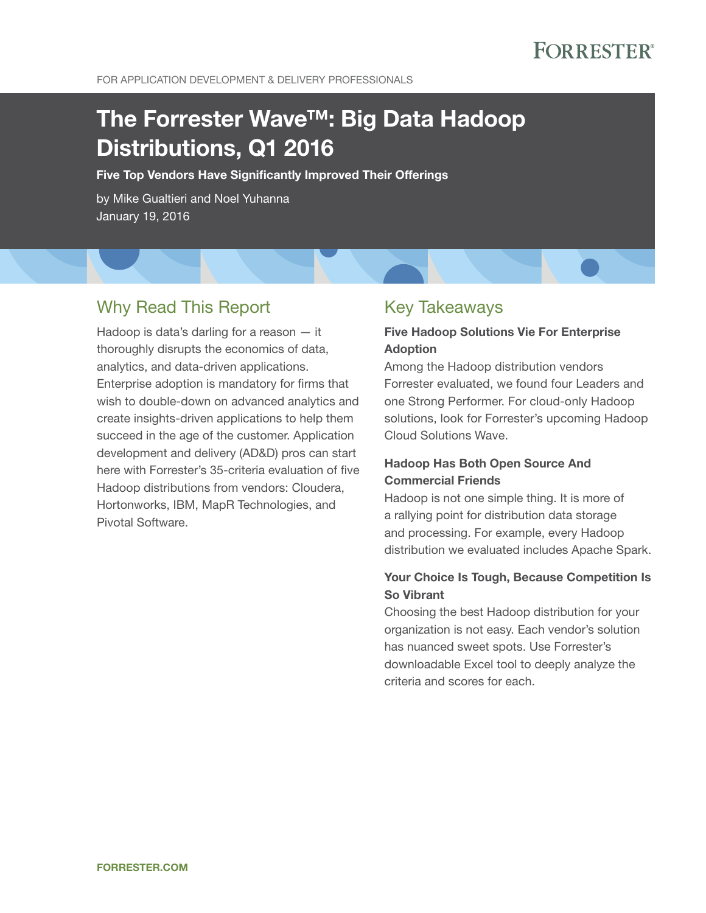FOR APPLICATION DEVELOPMENT & DELIVERY PROFESSIONALS

# The Forrester Wave™: Big Data Hadoop Distributions, Q1 2016

**Five Top Vendors Have Significantly Improved Their Offerings**

by Mike Gualtieri and Noel Yuhanna
January 19, 2016

## Why Read This Report

Hadoop is data's darling for a reason — it thoroughly disrupts the economics of data, analytics, and data-driven applications. Enterprise adoption is mandatory for firms that wish to double-down on advanced analytics and create insights-driven applications to help them succeed in the age of the customer. Application development and delivery (AD&D) pros can start here with Forrester's 35-criteria evaluation of five Hadoop distributions from vendors: Cloudera, Hortonworks, IBM, MapR Technologies, and Pivotal Software.

## Key Takeaways

**Five Hadoop Solutions Vie For Enterprise Adoption**

Among the Hadoop distribution vendors Forrester evaluated, we found four Leaders and one Strong Performer. For cloud-only Hadoop solutions, look for Forrester's upcoming Hadoop Cloud Solutions Wave.

**Hadoop Has Both Open Source And Commercial Friends**

Hadoop is not one simple thing. It is more of a rallying point for distribution data storage and processing. For example, every Hadoop distribution we evaluated includes Apache Spark.

**Your Choice Is Tough, Because Competition Is So Vibrant**

Choosing the best Hadoop distribution for your organization is not easy. Each vendor's solution has nuanced sweet spots. Use Forrester's downloadable Excel tool to deeply analyze the criteria and scores for each.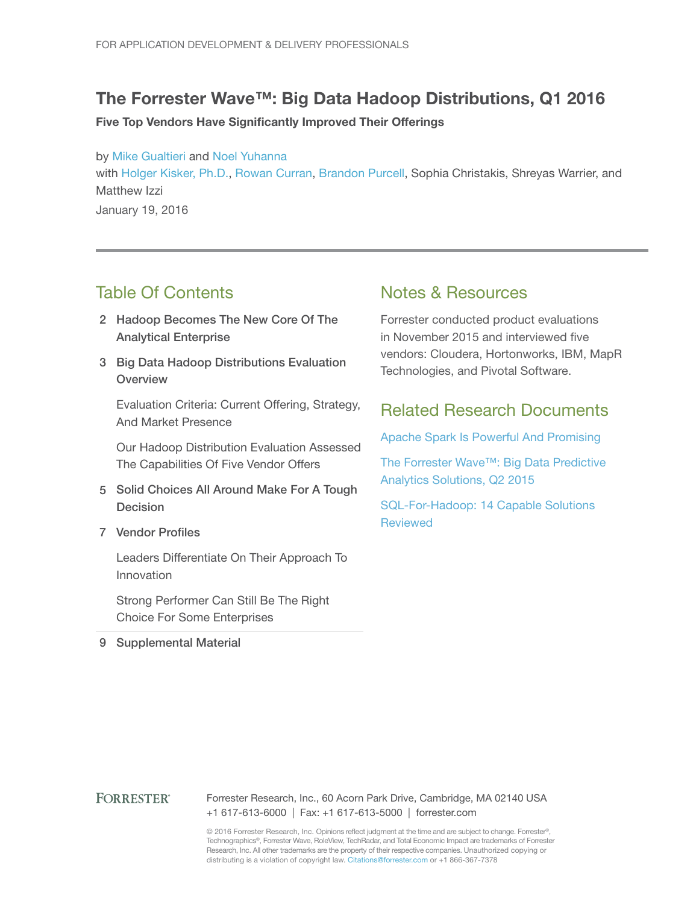FOR APPLICATION DEVELOPMENT & DELIVERY PROFESSIONALS

# The Forrester Wave™: Big Data Hadoop Distributions, Q1 2016

**Five Top Vendors Have Significantly Improved Their Offerings**

by Mike Gualtieri and Noel Yuhanna
with Holger Kisker, Ph.D., Rowan Curran, Brandon Purcell, Sophia Christakis, Shreyas Warrier, and Matthew Izzi

January 19, 2016

## Table Of Contents

- 2 **Hadoop Becomes The New Core Of The Analytical Enterprise**
- 3 **Big Data Hadoop Distributions Evaluation Overview**
  - Evaluation Criteria: Current Offering, Strategy, And Market Presence
  - Our Hadoop Distribution Evaluation Assessed The Capabilities Of Five Vendor Offers
- 5 **Solid Choices All Around Make For A Tough Decision**
- 7 **Vendor Profiles**
  - Leaders Differentiate On Their Approach To Innovation
  - Strong Performer Can Still Be The Right Choice For Some Enterprises
- 9 **Supplemental Material**

## Notes & Resources

Forrester conducted product evaluations in November 2015 and interviewed five vendors: Cloudera, Hortonworks, IBM, MapR Technologies, and Pivotal Software.

## Related Research Documents

Apache Spark Is Powerful And Promising

The Forrester Wave™: Big Data Predictive Analytics Solutions, Q2 2015

SQL-For-Hadoop: 14 Capable Solutions Reviewed

FORRESTER® Forrester Research, Inc., 60 Acorn Park Drive, Cambridge, MA 02140 USA
+1 617-613-6000 | Fax: +1 617-613-5000 | forrester.com

© 2016 Forrester Research, Inc. Opinions reflect judgment at the time and are subject to change. Forrester®, Technographics®, Forrester Wave, RoleView, TechRadar, and Total Economic Impact are trademarks of Forrester Research, Inc. All other trademarks are the property of their respective companies. Unauthorized copying or distributing is a violation of copyright law. Citations@forrester.com or +1 866-367-7378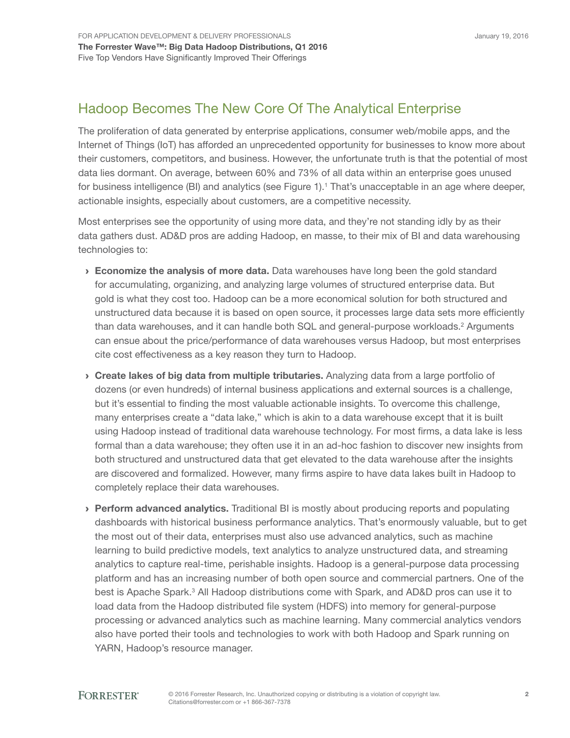## Hadoop Becomes The New Core Of The Analytical Enterprise

The proliferation of data generated by enterprise applications, consumer web/mobile apps, and the Internet of Things (IoT) has afforded an unprecedented opportunity for businesses to know more about their customers, competitors, and business. However, the unfortunate truth is that the potential of most data lies dormant. On average, between 60% and 73% of all data within an enterprise goes unused for business intelligence (BI) and analytics (see Figure 1).[1] That's unacceptable in an age where deeper, actionable insights, especially about customers, are a competitive necessity.

Most enterprises see the opportunity of using more data, and they're not standing idly by as their data gathers dust. AD&D pros are adding Hadoop, en masse, to their mix of BI and data warehousing technologies to:

- **Economize the analysis of more data.** Data warehouses have long been the gold standard for accumulating, organizing, and analyzing large volumes of structured enterprise data. But gold is what they cost too. Hadoop can be a more economical solution for both structured and unstructured data because it is based on open source, it processes large data sets more efficiently than data warehouses, and it can handle both SQL and general-purpose workloads.[2] Arguments can ensue about the price/performance of data warehouses versus Hadoop, but most enterprises cite cost effectiveness as a key reason they turn to Hadoop.
- **Create lakes of big data from multiple tributaries.** Analyzing data from a large portfolio of dozens (or even hundreds) of internal business applications and external sources is a challenge, but it's essential to finding the most valuable actionable insights. To overcome this challenge, many enterprises create a "data lake," which is akin to a data warehouse except that it is built using Hadoop instead of traditional data warehouse technology. For most firms, a data lake is less formal than a data warehouse; they often use it in an ad-hoc fashion to discover new insights from both structured and unstructured data that get elevated to the data warehouse after the insights are discovered and formalized. However, many firms aspire to have data lakes built in Hadoop to completely replace their data warehouses.
- **Perform advanced analytics.** Traditional BI is mostly about producing reports and populating dashboards with historical business performance analytics. That's enormously valuable, but to get the most out of their data, enterprises must also use advanced analytics, such as machine learning to build predictive models, text analytics to analyze unstructured data, and streaming analytics to capture real-time, perishable insights. Hadoop is a general-purpose data processing platform and has an increasing number of both open source and commercial partners. One of the best is Apache Spark.[3] All Hadoop distributions come with Spark, and AD&D pros can use it to load data from the Hadoop distributed file system (HDFS) into memory for general-purpose processing or advanced analytics such as machine learning. Many commercial analytics vendors also have ported their tools and technologies to work with both Hadoop and Spark running on YARN, Hadoop's resource manager.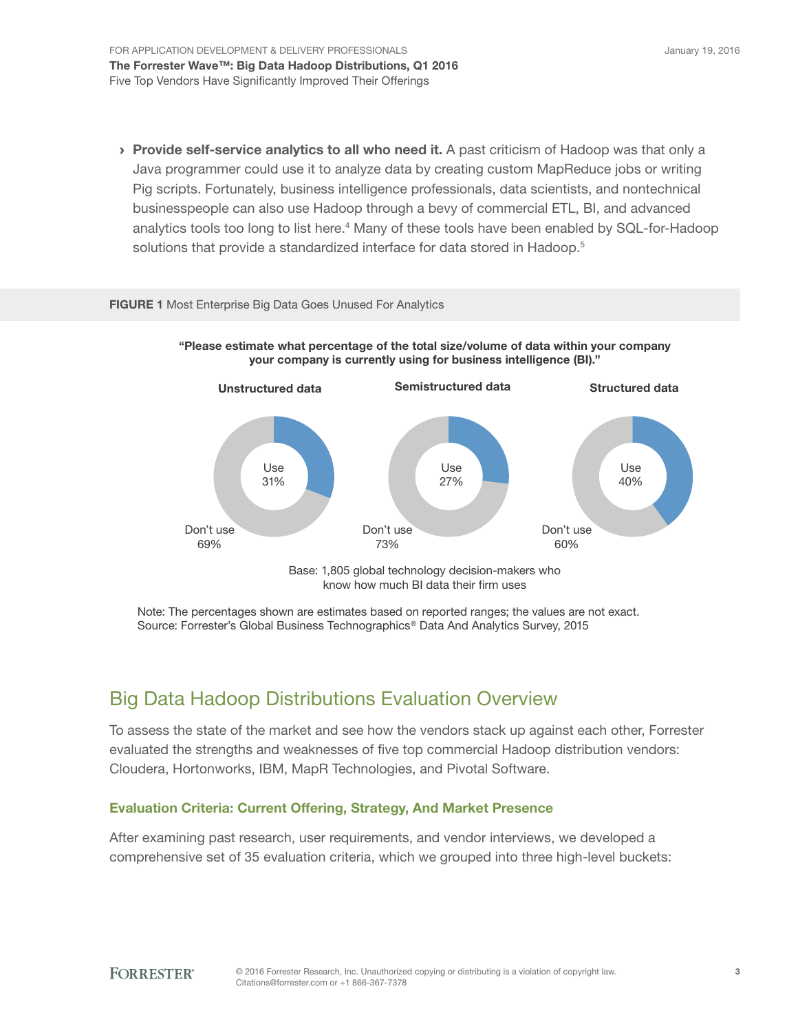- **Provide self-service analytics to all who need it.** A past criticism of Hadoop was that only a Java programmer could use it to analyze data by creating custom MapReduce jobs or writing Pig scripts. Fortunately, business intelligence professionals, data scientists, and nontechnical businesspeople can also use Hadoop through a bevy of commercial ETL, BI, and advanced analytics tools too long to list here.[4] Many of these tools have been enabled by SQL-for-Hadoop solutions that provide a standardized interface for data stored in Hadoop.[5]

**FIGURE 1** Most Enterprise Big Data Goes Unused For Analytics

**"Please estimate what percentage of the total size/volume of data within your company your company is currently using for business intelligence (BI)."**

| | Unstructured data | Semistructured data | Structured data |
|---|---|---|---|
| Use | 31% | 27% | 40% |
| Don't use | 69% | 73% | 60% |

Base: 1,805 global technology decision-makers who know how much BI data their firm uses

Note: The percentages shown are estimates based on reported ranges; the values are not exact.
Source: Forrester's Global Business Technographics® Data And Analytics Survey, 2015

## Big Data Hadoop Distributions Evaluation Overview

To assess the state of the market and see how the vendors stack up against each other, Forrester evaluated the strengths and weaknesses of five top commercial Hadoop distribution vendors: Cloudera, Hortonworks, IBM, MapR Technologies, and Pivotal Software.

### Evaluation Criteria: Current Offering, Strategy, And Market Presence

After examining past research, user requirements, and vendor interviews, we developed a comprehensive set of 35 evaluation criteria, which we grouped into three high-level buckets: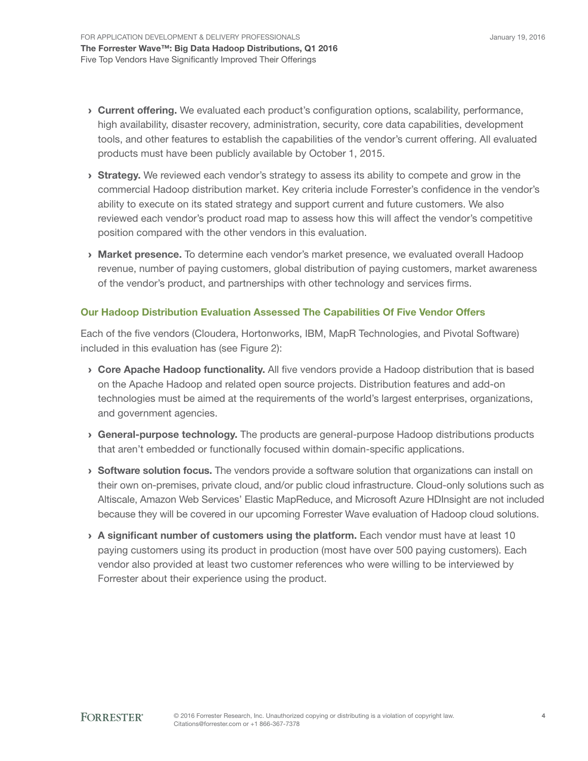- **Current offering.** We evaluated each product's configuration options, scalability, performance, high availability, disaster recovery, administration, security, core data capabilities, development tools, and other features to establish the capabilities of the vendor's current offering. All evaluated products must have been publicly available by October 1, 2015.
- **Strategy.** We reviewed each vendor's strategy to assess its ability to compete and grow in the commercial Hadoop distribution market. Key criteria include Forrester's confidence in the vendor's ability to execute on its stated strategy and support current and future customers. We also reviewed each vendor's product road map to assess how this will affect the vendor's competitive position compared with the other vendors in this evaluation.
- **Market presence.** To determine each vendor's market presence, we evaluated overall Hadoop revenue, number of paying customers, global distribution of paying customers, market awareness of the vendor's product, and partnerships with other technology and services firms.

### Our Hadoop Distribution Evaluation Assessed The Capabilities Of Five Vendor Offers

Each of the five vendors (Cloudera, Hortonworks, IBM, MapR Technologies, and Pivotal Software) included in this evaluation has (see Figure 2):

- **Core Apache Hadoop functionality.** All five vendors provide a Hadoop distribution that is based on the Apache Hadoop and related open source projects. Distribution features and add-on technologies must be aimed at the requirements of the world's largest enterprises, organizations, and government agencies.
- **General-purpose technology.** The products are general-purpose Hadoop distributions products that aren't embedded or functionally focused within domain-specific applications.
- **Software solution focus.** The vendors provide a software solution that organizations can install on their own on-premises, private cloud, and/or public cloud infrastructure. Cloud-only solutions such as Altiscale, Amazon Web Services' Elastic MapReduce, and Microsoft Azure HDInsight are not included because they will be covered in our upcoming Forrester Wave evaluation of Hadoop cloud solutions.
- **A significant number of customers using the platform.** Each vendor must have at least 10 paying customers using its product in production (most have over 500 paying customers). Each vendor also provided at least two customer references who were willing to be interviewed by Forrester about their experience using the product.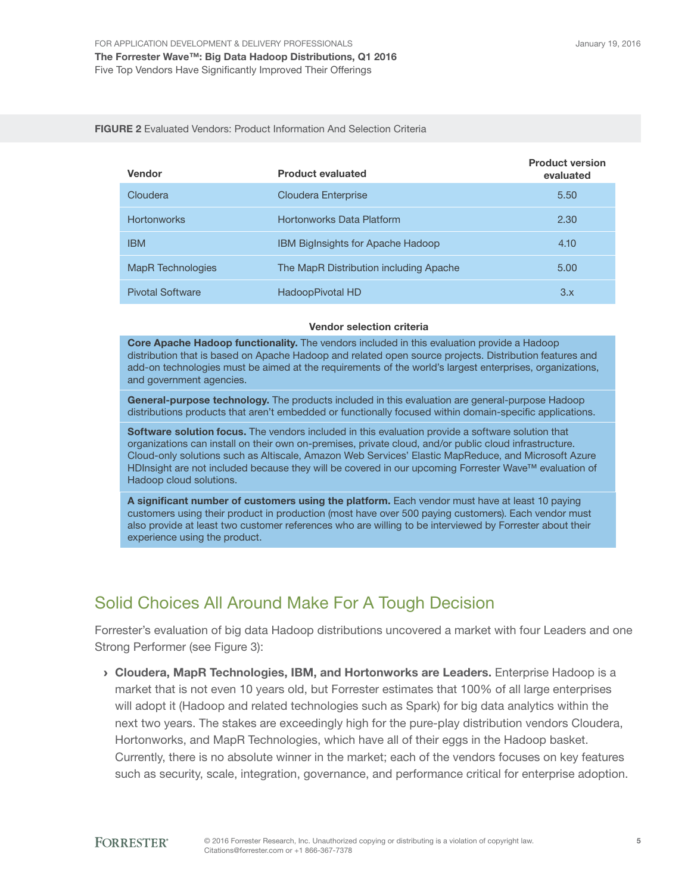**FIGURE 2** Evaluated Vendors: Product Information And Selection Criteria

| Vendor | Product evaluated | Product version evaluated |
|---|---|---|
| Cloudera | Cloudera Enterprise | 5.50 |
| Hortonworks | Hortonworks Data Platform | 2.30 |
| IBM | IBM BigInsights for Apache Hadoop | 4.10 |
| MapR Technologies | The MapR Distribution including Apache | 5.00 |
| Pivotal Software | HadoopPivotal HD | 3.x |

**Vendor selection criteria**

**Core Apache Hadoop functionality.** The vendors included in this evaluation provide a Hadoop distribution that is based on Apache Hadoop and related open source projects. Distribution features and add-on technologies must be aimed at the requirements of the world's largest enterprises, organizations, and government agencies.

**General-purpose technology.** The products included in this evaluation are general-purpose Hadoop distributions products that aren't embedded or functionally focused within domain-specific applications.

**Software solution focus.** The vendors included in this evaluation provide a software solution that organizations can install on their own on-premises, private cloud, and/or public cloud infrastructure. Cloud-only solutions such as Altiscale, Amazon Web Services' Elastic MapReduce, and Microsoft Azure HDInsight are not included because they will be covered in our upcoming Forrester Wave™ evaluation of Hadoop cloud solutions.

**A significant number of customers using the platform.** Each vendor must have at least 10 paying customers using their product in production (most have over 500 paying customers). Each vendor must also provide at least two customer references who are willing to be interviewed by Forrester about their experience using the product.

## Solid Choices All Around Make For A Tough Decision

Forrester's evaluation of big data Hadoop distributions uncovered a market with four Leaders and one Strong Performer (see Figure 3):

- **Cloudera, MapR Technologies, IBM, and Hortonworks are Leaders.** Enterprise Hadoop is a market that is not even 10 years old, but Forrester estimates that 100% of all large enterprises will adopt it (Hadoop and related technologies such as Spark) for big data analytics within the next two years. The stakes are exceedingly high for the pure-play distribution vendors Cloudera, Hortonworks, and MapR Technologies, which have all of their eggs in the Hadoop basket. Currently, there is no absolute winner in the market; each of the vendors focuses on key features such as security, scale, integration, governance, and performance critical for enterprise adoption.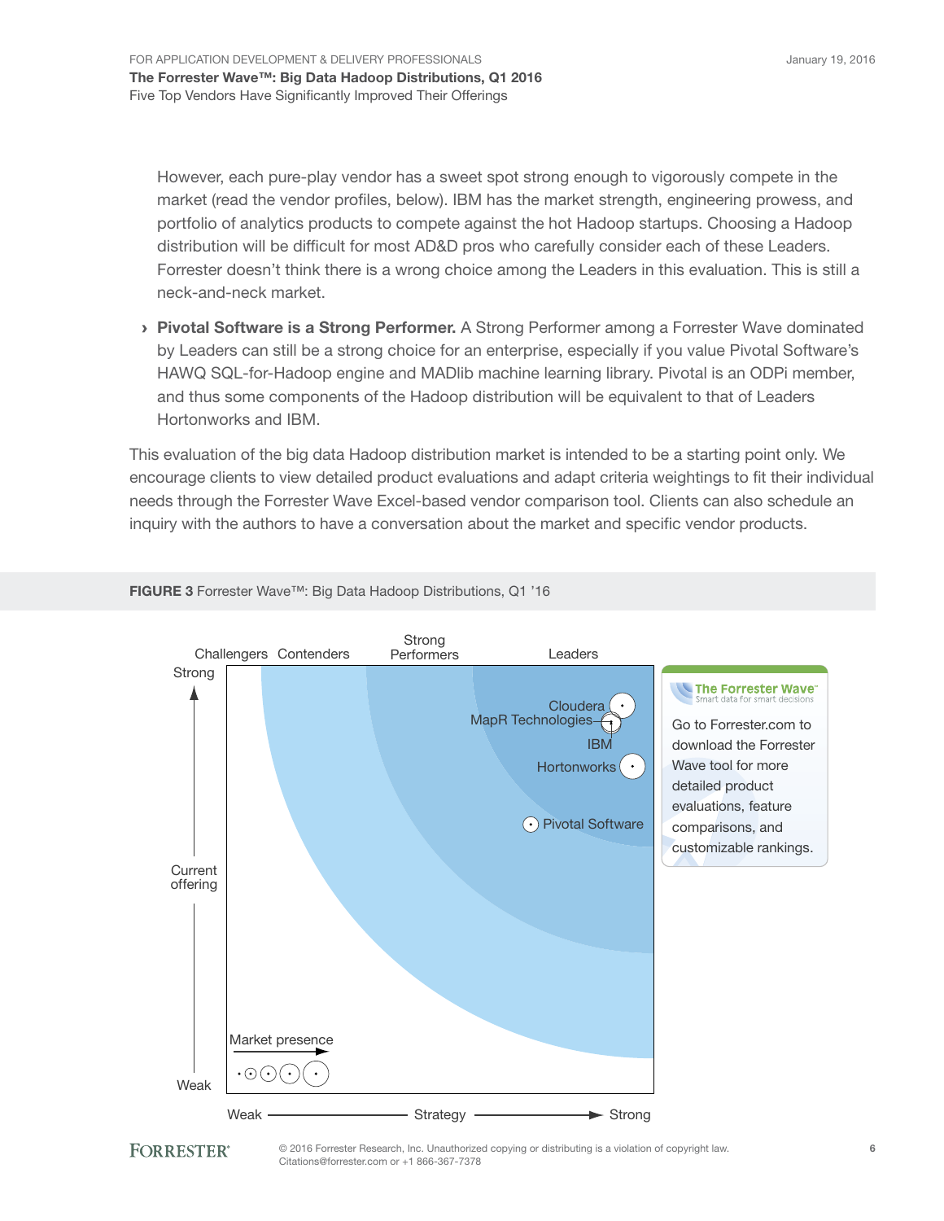However, each pure-play vendor has a sweet spot strong enough to vigorously compete in the market (read the vendor profiles, below). IBM has the market strength, engineering prowess, and portfolio of analytics products to compete against the hot Hadoop startups. Choosing a Hadoop distribution will be difficult for most AD&D pros who carefully consider each of these Leaders. Forrester doesn't think there is a wrong choice among the Leaders in this evaluation. This is still a neck-and-neck market.

› **Pivotal Software is a Strong Performer.** A Strong Performer among a Forrester Wave dominated by Leaders can still be a strong choice for an enterprise, especially if you value Pivotal Software's HAWQ SQL-for-Hadoop engine and MADlib machine learning library. Pivotal is an ODPi member, and thus some components of the Hadoop distribution will be equivalent to that of Leaders Hortonworks and IBM.

This evaluation of the big data Hadoop distribution market is intended to be a starting point only. We encourage clients to view detailed product evaluations and adapt criteria weightings to fit their individual needs through the Forrester Wave Excel-based vendor comparison tool. Clients can also schedule an inquiry with the authors to have a conversation about the market and specific vendor products.

**FIGURE 3** Forrester Wave™: Big Data Hadoop Distributions, Q1 '16

Challengers | Contenders | Strong Performers | Leaders

Cloudera, MapR Technologies, IBM, Hortonworks, Pivotal Software

Current offering: Weak — Strong

Strategy: Weak — Strong

Market presence

The Forrester Wave™ — Smart data for smart decisions

Go to Forrester.com to download the Forrester Wave tool for more detailed product evaluations, feature comparisons, and customizable rankings.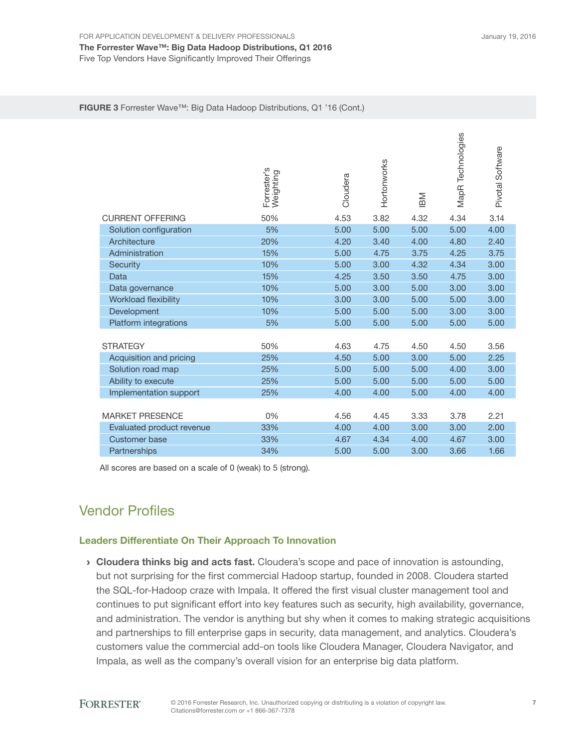**FIGURE 3** Forrester Wave™: Big Data Hadoop Distributions, Q1 ’16 (Cont.)

| | Forrester's Weighting | Cloudera | Hortonworks | IBM | MapR Technologies | Pivotal Software |
|---|---|---|---|---|---|---|
| CURRENT OFFERING | 50% | 4.53 | 3.82 | 4.32 | 4.34 | 3.14 |
| Solution configuration | 5% | 5.00 | 5.00 | 5.00 | 5.00 | 4.00 |
| Architecture | 20% | 4.20 | 3.40 | 4.00 | 4.80 | 2.40 |
| Administration | 15% | 5.00 | 4.75 | 3.75 | 4.25 | 3.75 |
| Security | 10% | 5.00 | 3.00 | 4.32 | 4.34 | 3.00 |
| Data | 15% | 4.25 | 3.50 | 3.50 | 4.75 | 3.00 |
| Data governance | 10% | 5.00 | 3.00 | 5.00 | 3.00 | 3.00 |
| Workload flexibility | 10% | 3.00 | 3.00 | 5.00 | 5.00 | 3.00 |
| Development | 10% | 5.00 | 5.00 | 5.00 | 3.00 | 3.00 |
| Platform integrations | 5% | 5.00 | 5.00 | 5.00 | 5.00 | 5.00 |
| | | | | | | |
| STRATEGY | 50% | 4.63 | 4.75 | 4.50 | 4.50 | 3.56 |
| Acquisition and pricing | 25% | 4.50 | 5.00 | 3.00 | 5.00 | 2.25 |
| Solution road map | 25% | 5.00 | 5.00 | 5.00 | 4.00 | 3.00 |
| Ability to execute | 25% | 5.00 | 5.00 | 5.00 | 5.00 | 5.00 |
| Implementation support | 25% | 4.00 | 4.00 | 5.00 | 4.00 | 4.00 |
| | | | | | | |
| MARKET PRESENCE | 0% | 4.56 | 4.45 | 3.33 | 3.78 | 2.21 |
| Evaluated product revenue | 33% | 4.00 | 4.00 | 3.00 | 3.00 | 2.00 |
| Customer base | 33% | 4.67 | 4.34 | 4.00 | 4.67 | 3.00 |
| Partnerships | 34% | 5.00 | 5.00 | 3.00 | 3.66 | 1.66 |

All scores are based on a scale of 0 (weak) to 5 (strong).

## Vendor Profiles

### Leaders Differentiate On Their Approach To Innovation

› **Cloudera thinks big and acts fast.** Cloudera’s scope and pace of innovation is astounding, but not surprising for the first commercial Hadoop startup, founded in 2008. Cloudera started the SQL-for-Hadoop craze with Impala. It offered the first visual cluster management tool and continues to put significant effort into key features such as security, high availability, governance, and administration. The vendor is anything but shy when it comes to making strategic acquisitions and partnerships to fill enterprise gaps in security, data management, and analytics. Cloudera’s customers value the commercial add-on tools like Cloudera Manager, Cloudera Navigator, and Impala, as well as the company’s overall vision for an enterprise big data platform.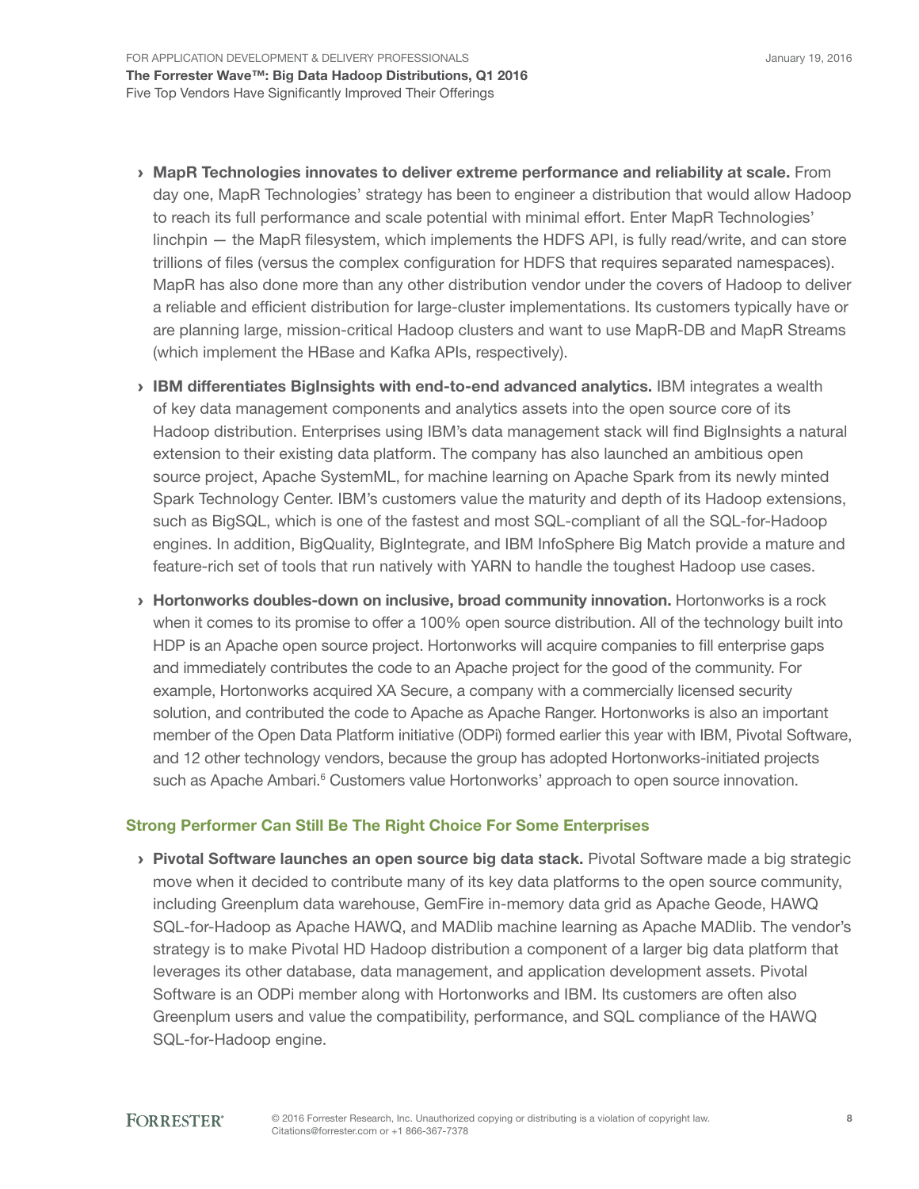- **MapR Technologies innovates to deliver extreme performance and reliability at scale.** From day one, MapR Technologies' strategy has been to engineer a distribution that would allow Hadoop to reach its full performance and scale potential with minimal effort. Enter MapR Technologies' linchpin — the MapR filesystem, which implements the HDFS API, is fully read/write, and can store trillions of files (versus the complex configuration for HDFS that requires separated namespaces). MapR has also done more than any other distribution vendor under the covers of Hadoop to deliver a reliable and efficient distribution for large-cluster implementations. Its customers typically have or are planning large, mission-critical Hadoop clusters and want to use MapR-DB and MapR Streams (which implement the HBase and Kafka APIs, respectively).

- **IBM differentiates BigInsights with end-to-end advanced analytics.** IBM integrates a wealth of key data management components and analytics assets into the open source core of its Hadoop distribution. Enterprises using IBM's data management stack will find BigInsights a natural extension to their existing data platform. The company has also launched an ambitious open source project, Apache SystemML, for machine learning on Apache Spark from its newly minted Spark Technology Center. IBM's customers value the maturity and depth of its Hadoop extensions, such as BigSQL, which is one of the fastest and most SQL-compliant of all the SQL-for-Hadoop engines. In addition, BigQuality, BigIntegrate, and IBM InfoSphere Big Match provide a mature and feature-rich set of tools that run natively with YARN to handle the toughest Hadoop use cases.

- **Hortonworks doubles-down on inclusive, broad community innovation.** Hortonworks is a rock when it comes to its promise to offer a 100% open source distribution. All of the technology built into HDP is an Apache open source project. Hortonworks will acquire companies to fill enterprise gaps and immediately contributes the code to an Apache project for the good of the community. For example, Hortonworks acquired XA Secure, a company with a commercially licensed security solution, and contributed the code to Apache as Apache Ranger. Hortonworks is also an important member of the Open Data Platform initiative (ODPi) formed earlier this year with IBM, Pivotal Software, and 12 other technology vendors, because the group has adopted Hortonworks-initiated projects such as Apache Ambari.[6] Customers value Hortonworks' approach to open source innovation.

### Strong Performer Can Still Be The Right Choice For Some Enterprises

- **Pivotal Software launches an open source big data stack.** Pivotal Software made a big strategic move when it decided to contribute many of its key data platforms to the open source community, including Greenplum data warehouse, GemFire in-memory data grid as Apache Geode, HAWQ SQL-for-Hadoop as Apache HAWQ, and MADlib machine learning as Apache MADlib. The vendor's strategy is to make Pivotal HD Hadoop distribution a component of a larger big data platform that leverages its other database, data management, and application development assets. Pivotal Software is an ODPi member along with Hortonworks and IBM. Its customers are often also Greenplum users and value the compatibility, performance, and SQL compliance of the HAWQ SQL-for-Hadoop engine.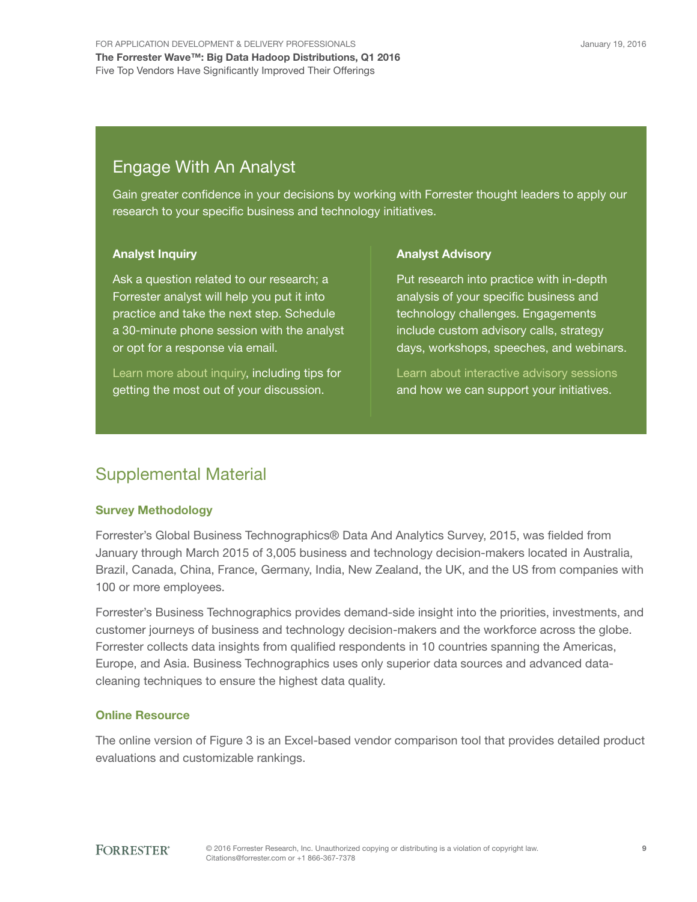## Engage With An Analyst

Gain greater confidence in your decisions by working with Forrester thought leaders to apply our research to your specific business and technology initiatives.

### Analyst Inquiry

Ask a question related to our research; a Forrester analyst will help you put it into practice and take the next step. Schedule a 30-minute phone session with the analyst or opt for a response via email.

Learn more about inquiry, including tips for getting the most out of your discussion.

### Analyst Advisory

Put research into practice with in-depth analysis of your specific business and technology challenges. Engagements include custom advisory calls, strategy days, workshops, speeches, and webinars.

Learn about interactive advisory sessions and how we can support your initiatives.

## Supplemental Material

### Survey Methodology

Forrester's Global Business Technographics® Data And Analytics Survey, 2015, was fielded from January through March 2015 of 3,005 business and technology decision-makers located in Australia, Brazil, Canada, China, France, Germany, India, New Zealand, the UK, and the US from companies with 100 or more employees.

Forrester's Business Technographics provides demand-side insight into the priorities, investments, and customer journeys of business and technology decision-makers and the workforce across the globe. Forrester collects data insights from qualified respondents in 10 countries spanning the Americas, Europe, and Asia. Business Technographics uses only superior data sources and advanced data-cleaning techniques to ensure the highest data quality.

### Online Resource

The online version of Figure 3 is an Excel-based vendor comparison tool that provides detailed product evaluations and customizable rankings.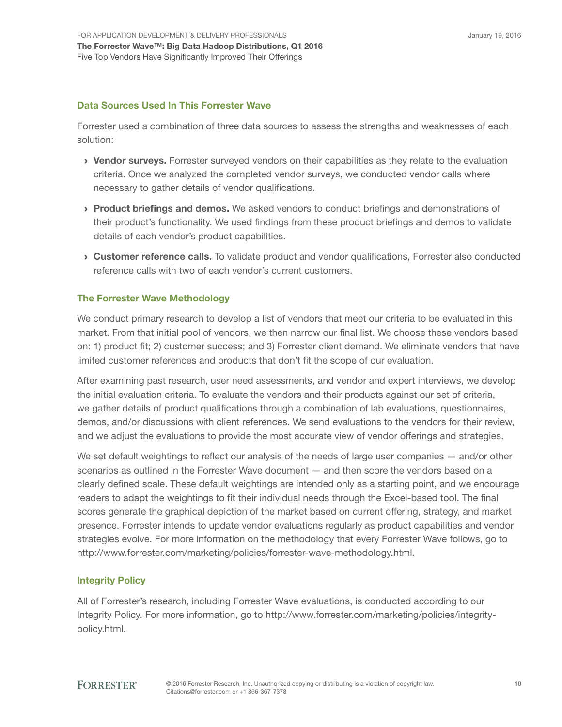## Data Sources Used In This Forrester Wave

Forrester used a combination of three data sources to assess the strengths and weaknesses of each solution:

- **Vendor surveys.** Forrester surveyed vendors on their capabilities as they relate to the evaluation criteria. Once we analyzed the completed vendor surveys, we conducted vendor calls where necessary to gather details of vendor qualifications.
- **Product briefings and demos.** We asked vendors to conduct briefings and demonstrations of their product's functionality. We used findings from these product briefings and demos to validate details of each vendor's product capabilities.
- **Customer reference calls.** To validate product and vendor qualifications, Forrester also conducted reference calls with two of each vendor's current customers.

## The Forrester Wave Methodology

We conduct primary research to develop a list of vendors that meet our criteria to be evaluated in this market. From that initial pool of vendors, we then narrow our final list. We choose these vendors based on: 1) product fit; 2) customer success; and 3) Forrester client demand. We eliminate vendors that have limited customer references and products that don't fit the scope of our evaluation.

After examining past research, user need assessments, and vendor and expert interviews, we develop the initial evaluation criteria. To evaluate the vendors and their products against our set of criteria, we gather details of product qualifications through a combination of lab evaluations, questionnaires, demos, and/or discussions with client references. We send evaluations to the vendors for their review, and we adjust the evaluations to provide the most accurate view of vendor offerings and strategies.

We set default weightings to reflect our analysis of the needs of large user companies — and/or other scenarios as outlined in the Forrester Wave document — and then score the vendors based on a clearly defined scale. These default weightings are intended only as a starting point, and we encourage readers to adapt the weightings to fit their individual needs through the Excel-based tool. The final scores generate the graphical depiction of the market based on current offering, strategy, and market presence. Forrester intends to update vendor evaluations regularly as product capabilities and vendor strategies evolve. For more information on the methodology that every Forrester Wave follows, go to http://www.forrester.com/marketing/policies/forrester-wave-methodology.html.

## Integrity Policy

All of Forrester's research, including Forrester Wave evaluations, is conducted according to our Integrity Policy. For more information, go to http://www.forrester.com/marketing/policies/integrity-policy.html.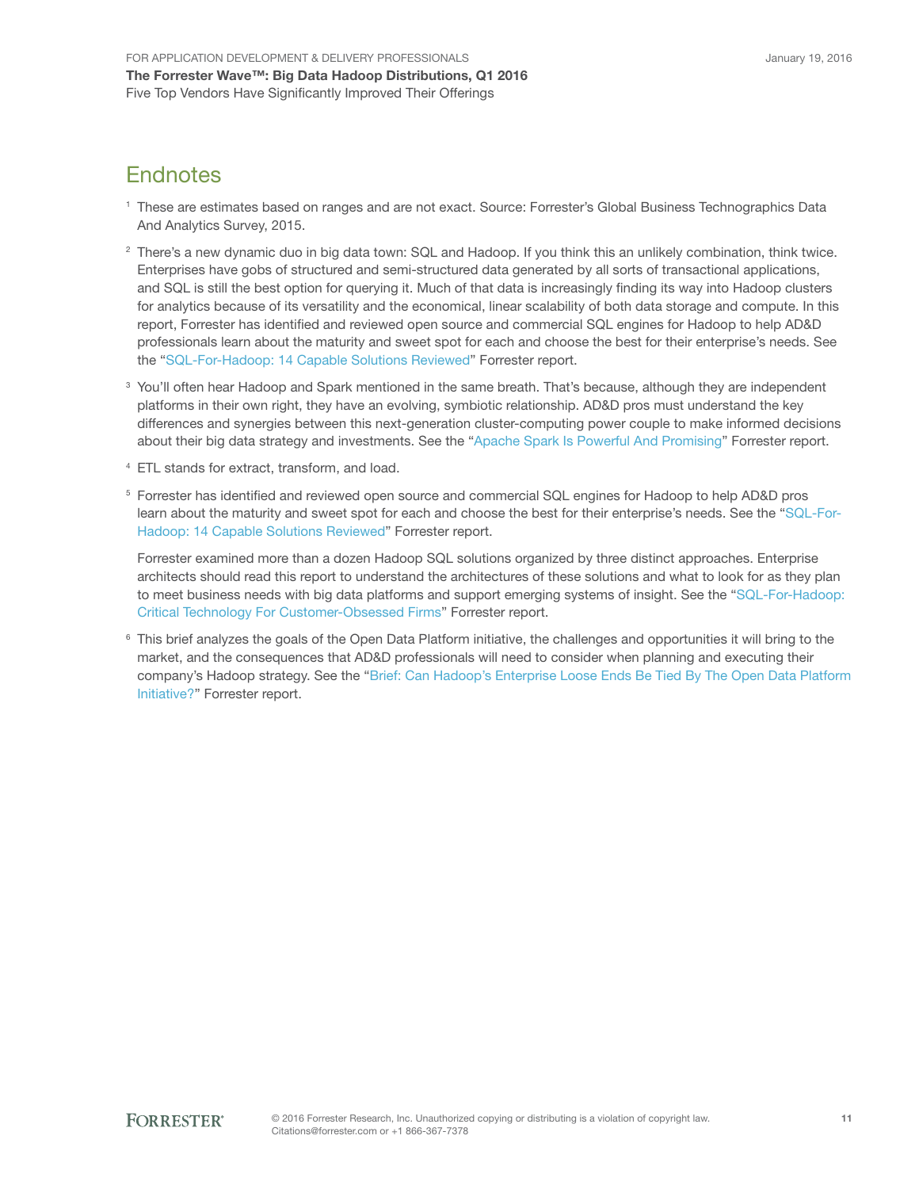## Endnotes

[1] These are estimates based on ranges and are not exact. Source: Forrester's Global Business Technographics Data And Analytics Survey, 2015.

[2] There's a new dynamic duo in big data town: SQL and Hadoop. If you think this an unlikely combination, think twice. Enterprises have gobs of structured and semi-structured data generated by all sorts of transactional applications, and SQL is still the best option for querying it. Much of that data is increasingly finding its way into Hadoop clusters for analytics because of its versatility and the economical, linear scalability of both data storage and compute. In this report, Forrester has identified and reviewed open source and commercial SQL engines for Hadoop to help AD&D professionals learn about the maturity and sweet spot for each and choose the best for their enterprise's needs. See the "SQL-For-Hadoop: 14 Capable Solutions Reviewed" Forrester report.

[3] You'll often hear Hadoop and Spark mentioned in the same breath. That's because, although they are independent platforms in their own right, they have an evolving, symbiotic relationship. AD&D pros must understand the key differences and synergies between this next-generation cluster-computing power couple to make informed decisions about their big data strategy and investments. See the "Apache Spark Is Powerful And Promising" Forrester report.

[4] ETL stands for extract, transform, and load.

[5] Forrester has identified and reviewed open source and commercial SQL engines for Hadoop to help AD&D pros learn about the maturity and sweet spot for each and choose the best for their enterprise's needs. See the "SQL-For-Hadoop: 14 Capable Solutions Reviewed" Forrester report.

Forrester examined more than a dozen Hadoop SQL solutions organized by three distinct approaches. Enterprise architects should read this report to understand the architectures of these solutions and what to look for as they plan to meet business needs with big data platforms and support emerging systems of insight. See the "SQL-For-Hadoop: Critical Technology For Customer-Obsessed Firms" Forrester report.

[6] This brief analyzes the goals of the Open Data Platform initiative, the challenges and opportunities it will bring to the market, and the consequences that AD&D professionals will need to consider when planning and executing their company's Hadoop strategy. See the "Brief: Can Hadoop's Enterprise Loose Ends Be Tied By The Open Data Platform Initiative?" Forrester report.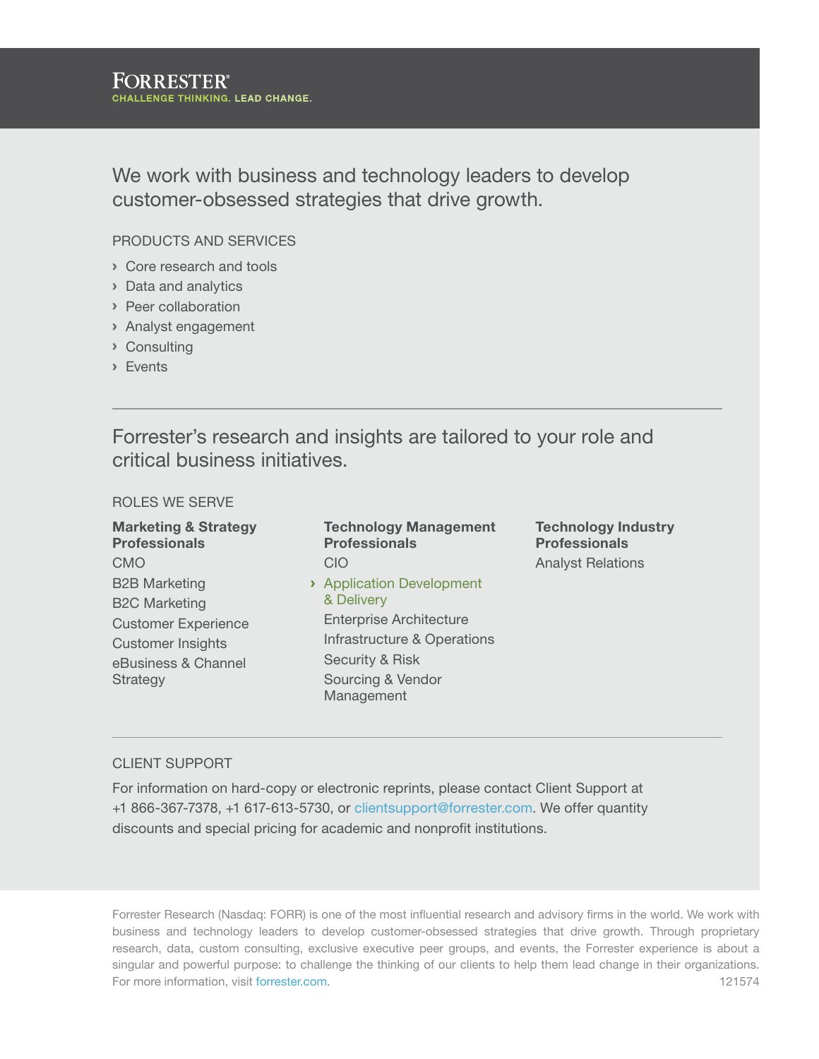FORRESTER®
CHALLENGE THINKING. LEAD CHANGE.

## We work with business and technology leaders to develop customer-obsessed strategies that drive growth.

PRODUCTS AND SERVICES

- Core research and tools
- Data and analytics
- Peer collaboration
- Analyst engagement
- Consulting
- Events

## Forrester's research and insights are tailored to your role and critical business initiatives.

ROLES WE SERVE

**Marketing & Strategy Professionals**
CMO
B2B Marketing
B2C Marketing
Customer Experience
Customer Insights
eBusiness & Channel Strategy

**Technology Management Professionals**
CIO
› Application Development & Delivery
Enterprise Architecture
Infrastructure & Operations
Security & Risk
Sourcing & Vendor Management

**Technology Industry Professionals**
Analyst Relations

CLIENT SUPPORT

For information on hard-copy or electronic reprints, please contact Client Support at +1 866-367-7378, +1 617-613-5730, or clientsupport@forrester.com. We offer quantity discounts and special pricing for academic and nonprofit institutions.

Forrester Research (Nasdaq: FORR) is one of the most influential research and advisory firms in the world. We work with business and technology leaders to develop customer-obsessed strategies that drive growth. Through proprietary research, data, custom consulting, exclusive executive peer groups, and events, the Forrester experience is about a singular and powerful purpose: to challenge the thinking of our clients to help them lead change in their organizations. For more information, visit forrester.com.

121574